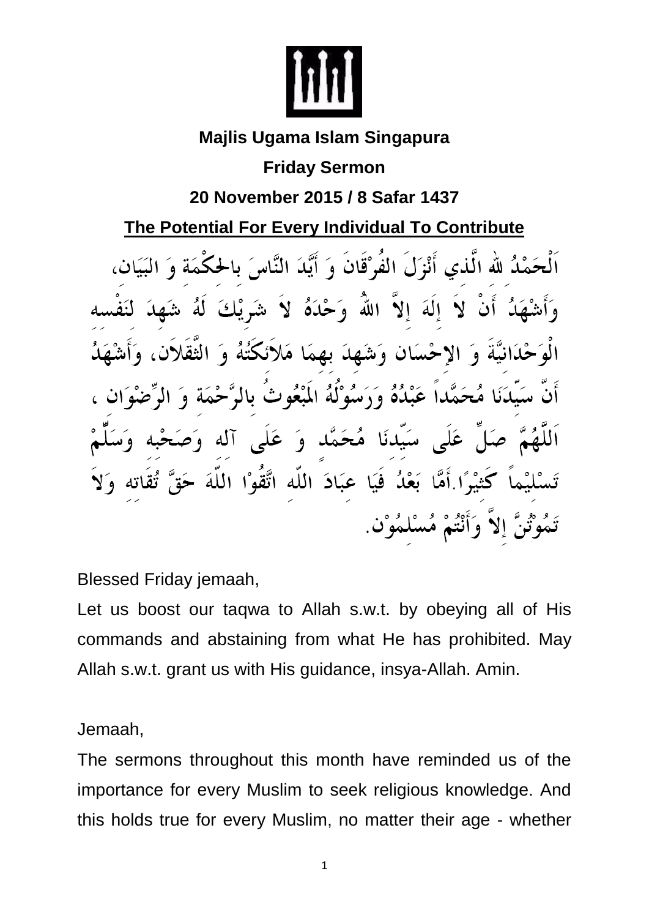**Majlis Ugama Islam Singapura**

**Friday Sermon**

**20 November 2015 / 8 Safar 1437**

**The Potential For Every Individual To Contribute**

اَلْحَمْدُ للهِ الَّذي أَنْزَلَ الفُرْقَانَ وَ أَيَّدَ النَّاسَ بالحِكْمَةِ وَ البَيَان، وَأَشْهَدُ أَنْ لاَ إِلَهَ إِلاَّ اللهُ وَحْدَهُ لاَ شَرِيْكَ لَهُ شَهِدَ لِنَفْسِهِ الْوَحْدَانِيَّةَ وَ الإِحْسَان وَشَهِدَ بِهِمَا مَلاَئِكَتُهُ وَ الثَّقَلاَن، وَأَشْهَدُ أَنَّ سَيِّدَنَا مُحَمَّداً عَبْدُهُ وَرَسُوْلُهُ المَبْعُوثُ بِالرَّحْمَةِ وَ الرِّضْوَان ، اَللَّهُمَّ صَلِّ عَلَى سَيِّدِنَا مُحَمَّد وَ عَلَى آلِهِ وَصَحْبِهِ وَسَلِّمْ تَسْلِيْماً كَثِيْرًا.أَمَّا بَعْدُ فَيَا عِبَادَ اللّهِ اتَّقُوْا اللّهَ حَقَّ تُقَاتِهِ وَلاَ تَمُوْتُنَّ إِلاَّ وَأَنْتُمْ مُسْلِمُوْن.

Blessed Friday jemaah,

Let us boost our taqwa to Allah s.w.t. by obeying all of His commands and abstaining from what He has prohibited. May Allah s.w.t. grant us with His guidance, insya-Allah. Amin.

Jemaah,

The sermons throughout this month have reminded us of the importance for every Muslim to seek religious knowledge. And this holds true for every Muslim, no matter their age - whether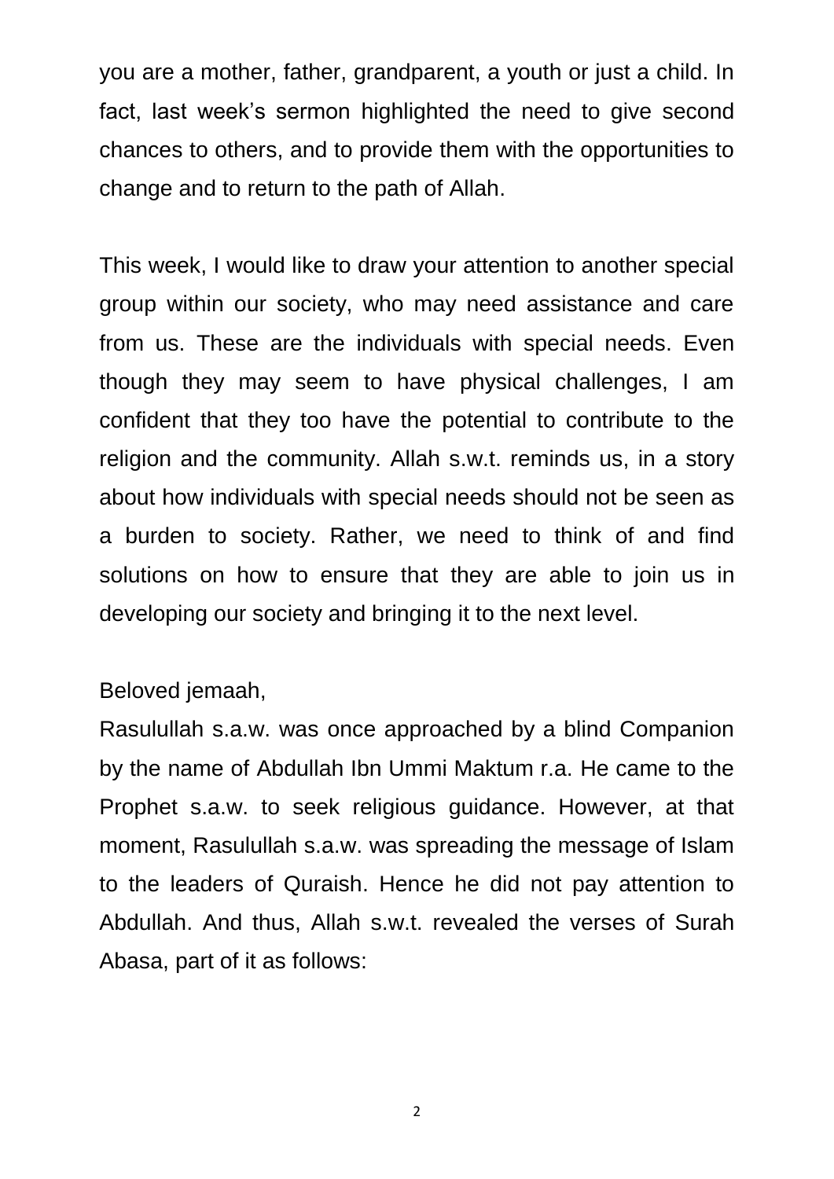you are a mother, father, grandparent, a youth or just a child. In fact, last week's sermon highlighted the need to give second chances to others, and to provide them with the opportunities to change and to return to the path of Allah.

This week, I would like to draw your attention to another special group within our society, who may need assistance and care from us. These are the individuals with special needs. Even though they may seem to have physical challenges, I am confident that they too have the potential to contribute to the religion and the community. Allah s.w.t. reminds us, in a story about how individuals with special needs should not be seen as a burden to society. Rather, we need to think of and find solutions on how to ensure that they are able to join us in developing our society and bringing it to the next level.

Beloved jemaah,

Rasulullah s.a.w. was once approached by a blind Companion by the name of Abdullah Ibn Ummi Maktum r.a. He came to the Prophet s.a.w. to seek religious guidance. However, at that moment, Rasulullah s.a.w. was spreading the message of Islam to the leaders of Quraish. Hence he did not pay attention to Abdullah. And thus, Allah s.w.t. revealed the verses of Surah Abasa, part of it as follows: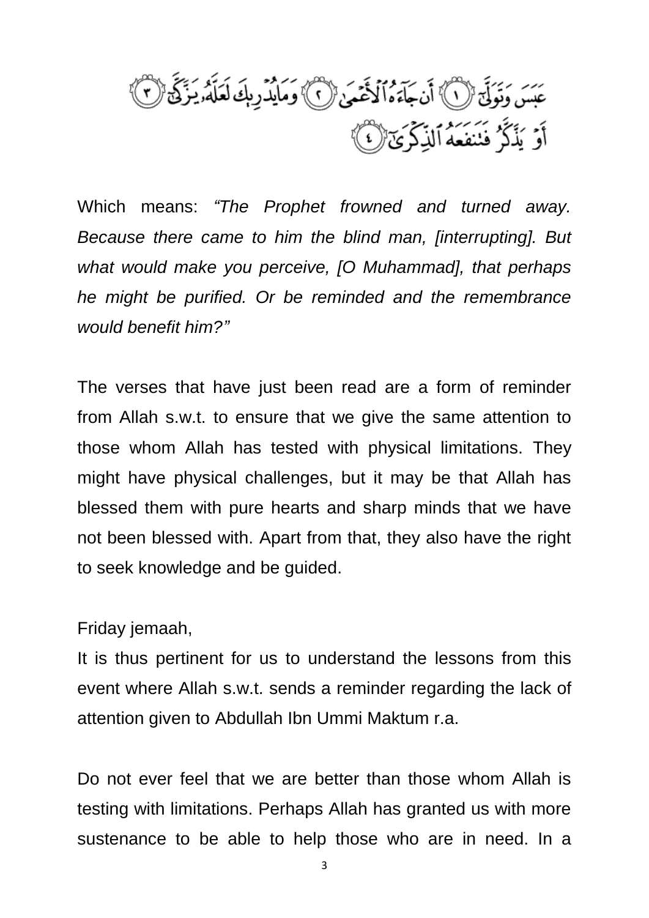عَبَسَ وَتَوَلَّىٰٓ ﴿١﴾ أَن جَآءَهُ ٱلْأَعْمَىٰ ﴿٢﴾ وَمَا يُدْرِيكَ لَعَلَّهُۥ يَزَّكَّىٰٓ ﴿٣﴾ أَوْ يَذَّكَّرُ فَتَنفَعَهُ ٱلذِّكْرَىٰٓ ﴿٤﴾

Which means: *"The Prophet frowned and turned away. Because there came to him the blind man, [interrupting]. But what would make you perceive, [O Muhammad], that perhaps he might be purified. Or be reminded and the remembrance would benefit him?"*

The verses that have just been read are a form of reminder from Allah s.w.t. to ensure that we give the same attention to those whom Allah has tested with physical limitations. They might have physical challenges, but it may be that Allah has blessed them with pure hearts and sharp minds that we have not been blessed with. Apart from that, they also have the right to seek knowledge and be guided.

Friday jemaah,

It is thus pertinent for us to understand the lessons from this event where Allah s.w.t. sends a reminder regarding the lack of attention given to Abdullah Ibn Ummi Maktum r.a.

Do not ever feel that we are better than those whom Allah is testing with limitations. Perhaps Allah has granted us with more sustenance to be able to help those who are in need. In a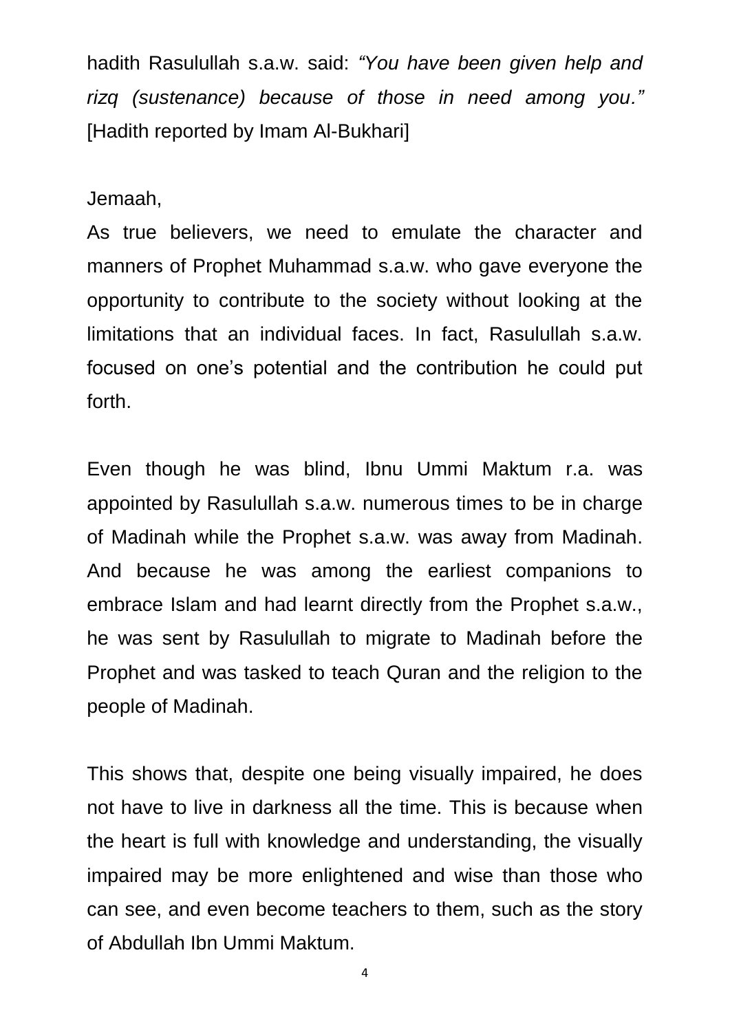hadith Rasulullah s.a.w. said: *"You have been given help and rizq (sustenance) because of those in need among you."* [Hadith reported by Imam Al-Bukhari]

Jemaah,

As true believers, we need to emulate the character and manners of Prophet Muhammad s.a.w. who gave everyone the opportunity to contribute to the society without looking at the limitations that an individual faces. In fact, Rasulullah s.a.w. focused on one's potential and the contribution he could put forth.

Even though he was blind, Ibnu Ummi Maktum r.a. was appointed by Rasulullah s.a.w. numerous times to be in charge of Madinah while the Prophet s.a.w. was away from Madinah. And because he was among the earliest companions to embrace Islam and had learnt directly from the Prophet s.a.w., he was sent by Rasulullah to migrate to Madinah before the Prophet and was tasked to teach Quran and the religion to the people of Madinah.

This shows that, despite one being visually impaired, he does not have to live in darkness all the time. This is because when the heart is full with knowledge and understanding, the visually impaired may be more enlightened and wise than those who can see, and even become teachers to them, such as the story of Abdullah Ibn Ummi Maktum.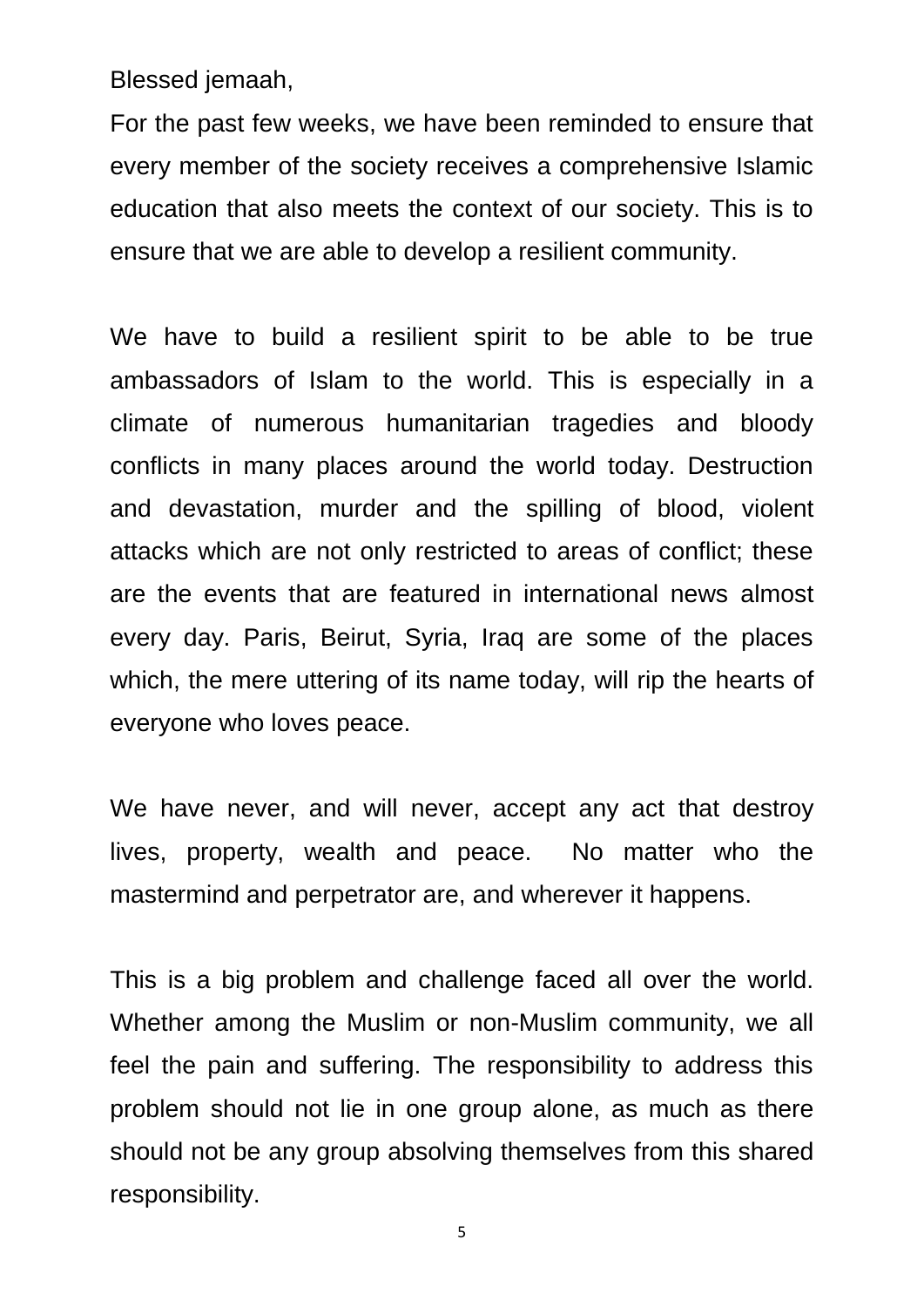Blessed jemaah,

For the past few weeks, we have been reminded to ensure that every member of the society receives a comprehensive Islamic education that also meets the context of our society. This is to ensure that we are able to develop a resilient community.

We have to build a resilient spirit to be able to be true ambassadors of Islam to the world. This is especially in a climate of numerous humanitarian tragedies and bloody conflicts in many places around the world today. Destruction and devastation, murder and the spilling of blood, violent attacks which are not only restricted to areas of conflict; these are the events that are featured in international news almost every day. Paris, Beirut, Syria, Iraq are some of the places which, the mere uttering of its name today, will rip the hearts of everyone who loves peace.

We have never, and will never, accept any act that destroy lives, property, wealth and peace. No matter who the mastermind and perpetrator are, and wherever it happens.

This is a big problem and challenge faced all over the world. Whether among the Muslim or non-Muslim community, we all feel the pain and suffering. The responsibility to address this problem should not lie in one group alone, as much as there should not be any group absolving themselves from this shared responsibility.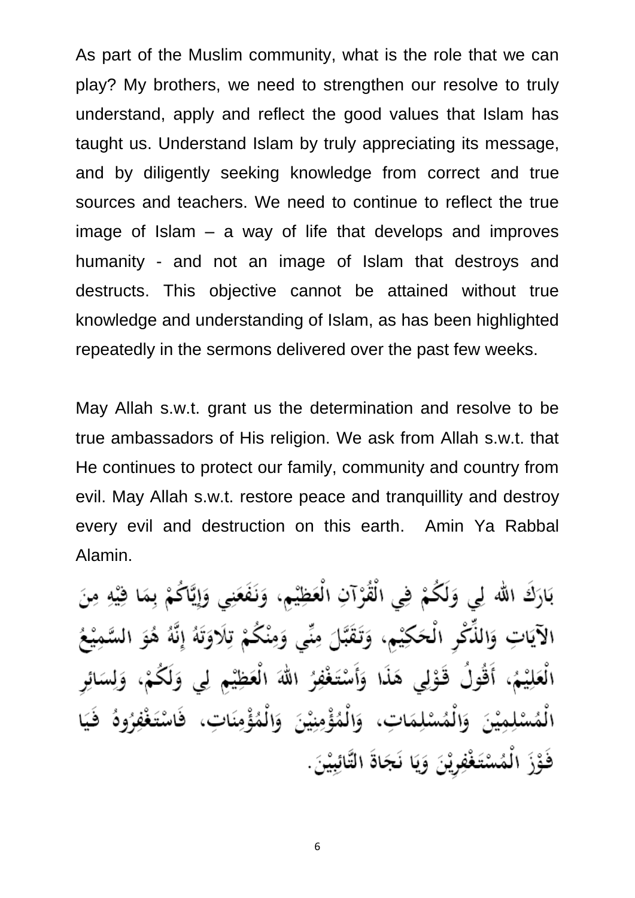As part of the Muslim community, what is the role that we can play? My brothers, we need to strengthen our resolve to truly understand, apply and reflect the good values that Islam has taught us. Understand Islam by truly appreciating its message, and by diligently seeking knowledge from correct and true sources and teachers. We need to continue to reflect the true image of Islam – a way of life that develops and improves humanity - and not an image of Islam that destroys and destructs. This objective cannot be attained without true knowledge and understanding of Islam, as has been highlighted repeatedly in the sermons delivered over the past few weeks.

May Allah s.w.t. grant us the determination and resolve to be true ambassadors of His religion. We ask from Allah s.w.t. that He continues to protect our family, community and country from evil. May Allah s.w.t. restore peace and tranquillity and destroy every evil and destruction on this earth. Amin Ya Rabbal Alamin.

بَارَكَ اللهُ لِي وَلَكُمْ فِي الْقُرْآنِ الْعَظِيْمِ، وَنَفَعَنِي وَإِيَّاكُمْ بِمَا فِيْهِ مِنَ الآيَاتِ وَالذِّكْرِ الْحَكِيْمِ، وَتَقَبَّلَ مِنِّي وَمِنْكُمْ تِلَاوَتَهُ إِنَّهُ هُوَ السَّمِيْعُ الْعَلِيْمُ، أَقُولُ قَوْلِي هَذَا وَأَسْتَغْفِرُ اللهَ الْعَظِيْمَ لِي وَلَكُمْ، وَلِسَائِرِ الْمُسْلِمِيْنَ وَالْمُسْلِمَاتِ، وَالْمُؤْمِنِيْنَ وَالْمُؤْمِنَاتِ، فَاسْتَغْفِرُوهُ فَيَا فَوْزَ الْمُسْتَغْفِرِيْنَ وَيَا نَجَاةَ التَّائِبِيْنَ.